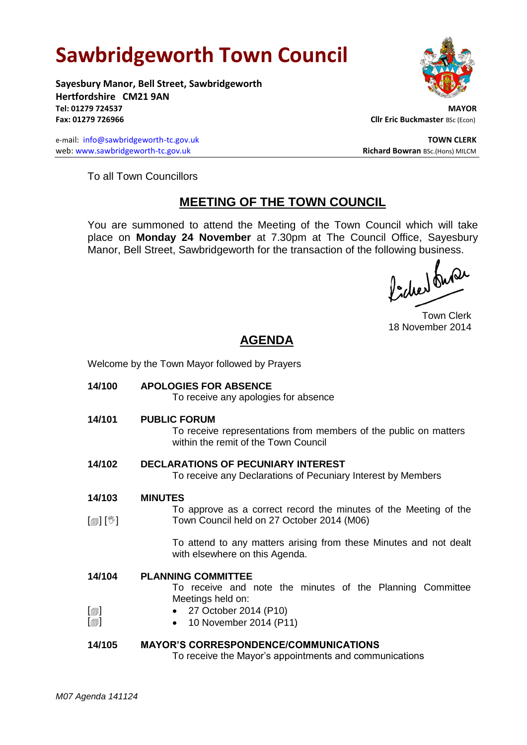# Sawbridgeworth Town Council

**Sayesbury Manor, Bell Street, Sawbridgeworth**
**Hertfordshire CM21 9AN**
**Tel: 01279 724537**
**Fax: 01279 726966**

e-mail: info@sawbridgeworth-tc.gov.uk
web: www.sawbridgeworth-tc.gov.uk

**MAYOR**
**Cllr Eric Buckmaster** BSc (Econ)

**TOWN CLERK**
**Richard Bowran** BSc.(Hons) MILCM

To all Town Councillors

## MEETING OF THE TOWN COUNCIL

You are summoned to attend the Meeting of the Town Council which will take place on **Monday 24 November** at 7.30pm at The Council Office, Sayesbury Manor, Bell Street, Sawbridgeworth for the transaction of the following business.

Town Clerk
18 November 2014

## AGENDA

Welcome by the Town Mayor followed by Prayers

**14/100 APOLOGIES FOR ABSENCE**
To receive any apologies for absence

**14/101 PUBLIC FORUM**
To receive representations from members of the public on matters within the remit of the Town Council

**14/102 DECLARATIONS OF PECUNIARY INTEREST**
To receive any Declarations of Pecuniary Interest by Members

**14/103 MINUTES**
[🗐] [🖑] To approve as a correct record the minutes of the Meeting of the Town Council held on 27 October 2014 (M06)

To attend to any matters arising from these Minutes and not dealt with elsewhere on this Agenda.

**14/104 PLANNING COMMITTEE**
To receive and note the minutes of the Planning Committee Meetings held on:

- [🗐] 27 October 2014 (P10)
- [🗐] 10 November 2014 (P11)

**14/105 MAYOR'S CORRESPONDENCE/COMMUNICATIONS**
To receive the Mayor's appointments and communications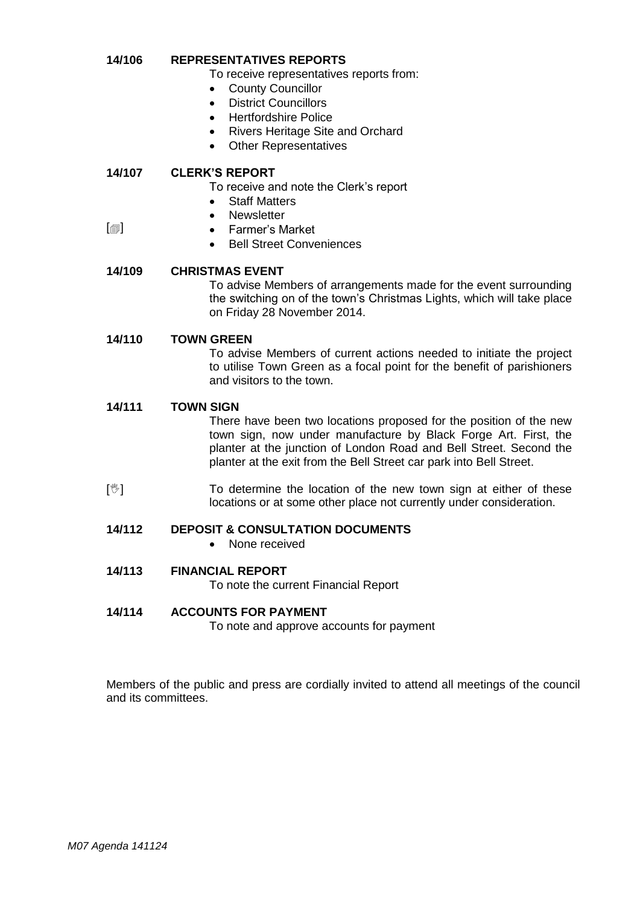**14/106 REPRESENTATIVES REPORTS**

To receive representatives reports from:

- County Councillor
- District Councillors
- Hertfordshire Police
- Rivers Heritage Site and Orchard
- Other Representatives

**14/107 CLERK'S REPORT**

To receive and note the Clerk's report

- Staff Matters
- Newsletter
- [🗐] Farmer's Market
- Bell Street Conveniences

**14/109 CHRISTMAS EVENT**

To advise Members of arrangements made for the event surrounding the switching on of the town's Christmas Lights, which will take place on Friday 28 November 2014.

**14/110 TOWN GREEN**

To advise Members of current actions needed to initiate the project to utilise Town Green as a focal point for the benefit of parishioners and visitors to the town.

**14/111 TOWN SIGN**

There have been two locations proposed for the position of the new town sign, now under manufacture by Black Forge Art. First, the planter at the junction of London Road and Bell Street. Second the planter at the exit from the Bell Street car park into Bell Street.

[✋] To determine the location of the new town sign at either of these locations or at some other place not currently under consideration.

**14/112 DEPOSIT & CONSULTATION DOCUMENTS**

- None received

**14/113 FINANCIAL REPORT**

To note the current Financial Report

**14/114 ACCOUNTS FOR PAYMENT**

To note and approve accounts for payment

Members of the public and press are cordially invited to attend all meetings of the council and its committees.

*M07 Agenda 141124*